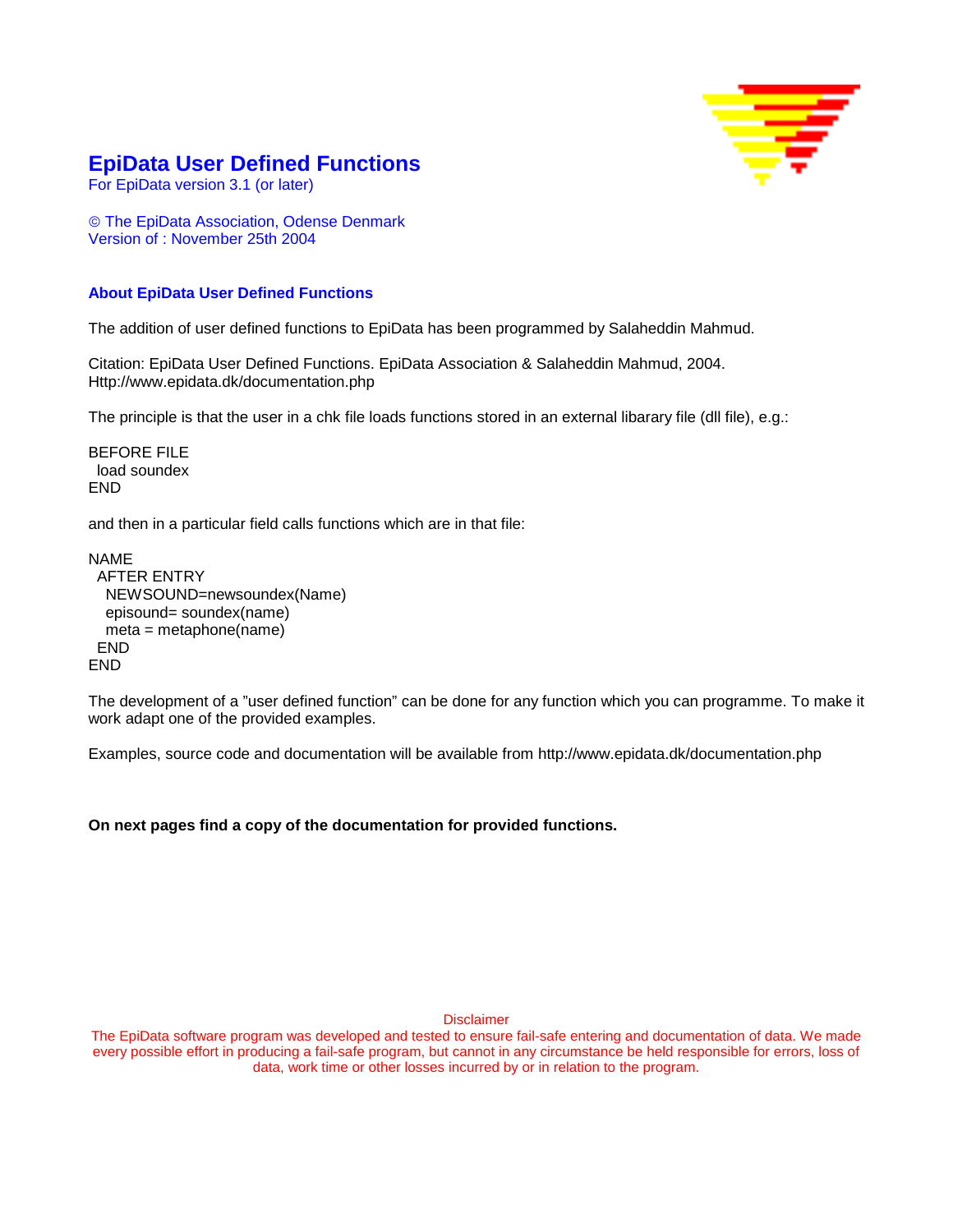# EpiData User Defined Functions

For EpiData version 3.1 (or later)

© The EpiData Association, Odense Denmark
Version of : November 25th 2004

## About EpiData User Defined Functions

The addition of user defined functions to EpiData has been programmed by Salaheddin Mahmud.

Citation: EpiData User Defined Functions. EpiData Association & Salaheddin Mahmud, 2004.
Http://www.epidata.dk/documentation.php

The principle is that the user in a chk file loads functions stored in an external libarary file (dll file), e.g.:

```
BEFORE FILE
  load soundex
END
```

and then in a particular field calls functions which are in that file:

```
NAME
  AFTER ENTRY
    NEWSOUND=newsoundex(Name)
    episound= soundex(name)
    meta = metaphone(name)
  END
END
```

The development of a ”user defined function” can be done for any function which you can programme. To make it work adapt one of the provided examples.

Examples, source code and documentation will be available from http://www.epidata.dk/documentation.php

**On next pages find a copy of the documentation for provided functions.**

Disclaimer
The EpiData software program was developed and tested to ensure fail-safe entering and documentation of data. We made every possible effort in producing a fail-safe program, but cannot in any circumstance be held responsible for errors, loss of data, work time or other losses incurred by or in relation to the program.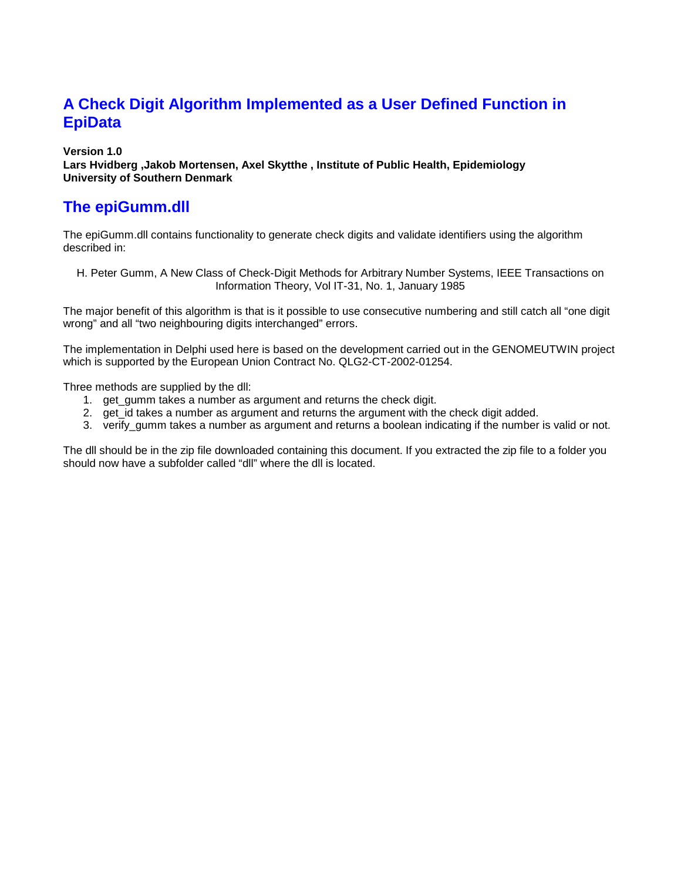# A Check Digit Algorithm Implemented as a User Defined Function in EpiData

**Version 1.0**
**Lars Hvidberg ,Jakob Mortensen, Axel Skytthe , Institute of Public Health, Epidemiology University of Southern Denmark**

## The epiGumm.dll

The epiGumm.dll contains functionality to generate check digits and validate identifiers using the algorithm described in:

H. Peter Gumm, A New Class of Check-Digit Methods for Arbitrary Number Systems, IEEE Transactions on Information Theory, Vol IT-31, No. 1, January 1985

The major benefit of this algorithm is that is it possible to use consecutive numbering and still catch all "one digit wrong" and all "two neighbouring digits interchanged" errors.

The implementation in Delphi used here is based on the development carried out in the GENOMEUTWIN project which is supported by the European Union Contract No. QLG2-CT-2002-01254.

Three methods are supplied by the dll:

1. get_gumm takes a number as argument and returns the check digit.
2. get_id takes a number as argument and returns the argument with the check digit added.
3. verify_gumm takes a number as argument and returns a boolean indicating if the number is valid or not.

The dll should be in the zip file downloaded containing this document. If you extracted the zip file to a folder you should now have a subfolder called "dll" where the dll is located.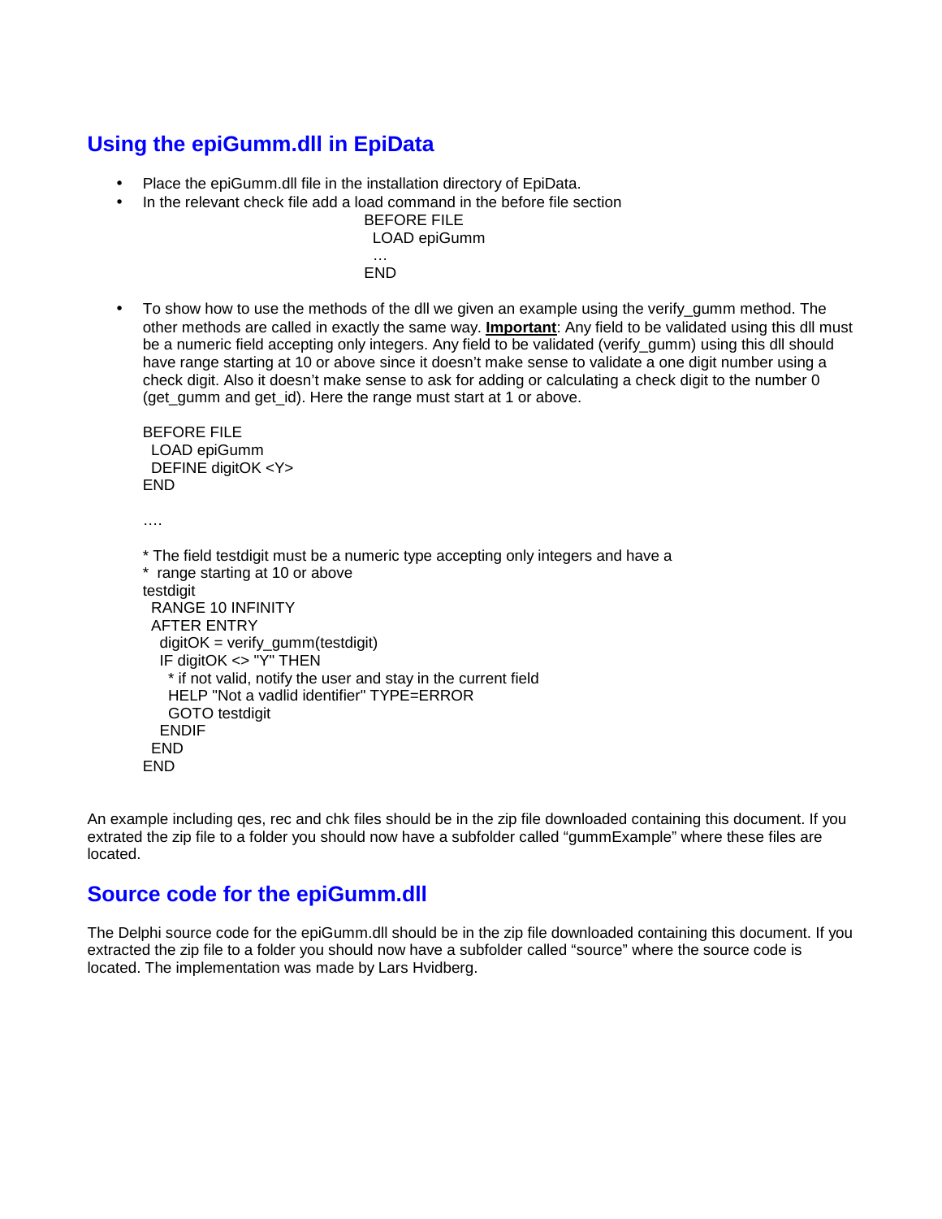## Using the epiGumm.dll in EpiData

- Place the epiGumm.dll file in the installation directory of EpiData.
- In the relevant check file add a load command in the before file section

```
BEFORE FILE
  LOAD epiGumm
  …
END
```

- To show how to use the methods of the dll we given an example using the verify_gumm method. The other methods are called in exactly the same way. **Important**: Any field to be validated using this dll must be a numeric field accepting only integers. Any field to be validated (verify_gumm) using this dll should have range starting at 10 or above since it doesn't make sense to validate a one digit number using a check digit. Also it doesn't make sense to ask for adding or calculating a check digit to the number 0 (get_gumm and get_id). Here the range must start at 1 or above.

```
BEFORE FILE
  LOAD epiGumm
  DEFINE digitOK <Y>
END

….

* The field testdigit must be a numeric type accepting only integers and have a
*  range starting at 10 or above
testdigit
  RANGE 10 INFINITY
  AFTER ENTRY
    digitOK = verify_gumm(testdigit)
    IF digitOK <> "Y" THEN
      * if not valid, notify the user and stay in the current field
      HELP "Not a vadlid identifier" TYPE=ERROR
      GOTO testdigit
    ENDIF
  END
END
```

An example including qes, rec and chk files should be in the zip file downloaded containing this document. If you extrated the zip file to a folder you should now have a subfolder called "gummExample" where these files are located.

## Source code for the epiGumm.dll

The Delphi source code for the epiGumm.dll should be in the zip file downloaded containing this document. If you extracted the zip file to a folder you should now have a subfolder called "source" where the source code is located. The implementation was made by Lars Hvidberg.